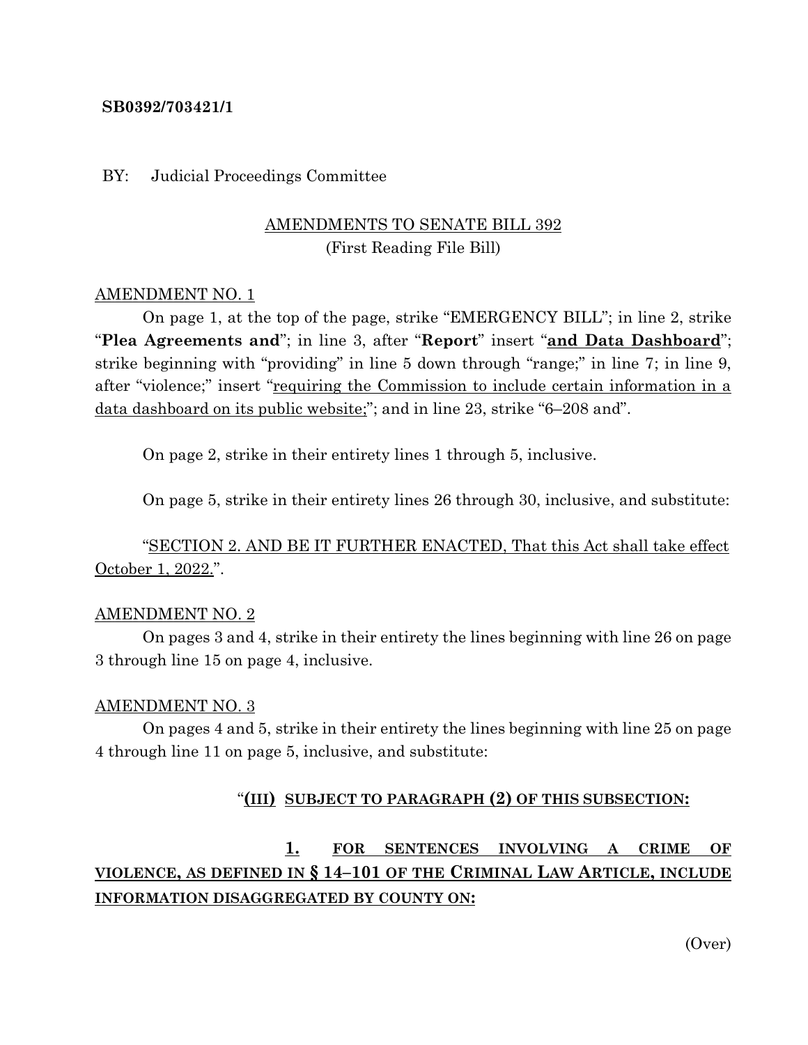**SB0392/703421/1**

BY: Judicial Proceedings Committee

AMENDMENTS TO SENATE BILL 392
(First Reading File Bill)

AMENDMENT NO. 1

On page 1, at the top of the page, strike "EMERGENCY BILL"; in line 2, strike "**Plea Agreements and**"; in line 3, after "**Report**" insert "**and Data Dashboard**"; strike beginning with "providing" in line 5 down through "range;" in line 7; in line 9, after "violence;" insert "requiring the Commission to include certain information in a data dashboard on its public website;"; and in line 23, strike "6–208 and".

On page 2, strike in their entirety lines 1 through 5, inclusive.

On page 5, strike in their entirety lines 26 through 30, inclusive, and substitute:

"SECTION 2. AND BE IT FURTHER ENACTED, That this Act shall take effect October 1, 2022.".

AMENDMENT NO. 2

On pages 3 and 4, strike in their entirety the lines beginning with line 26 on page 3 through line 15 on page 4, inclusive.

AMENDMENT NO. 3

On pages 4 and 5, strike in their entirety the lines beginning with line 25 on page 4 through line 11 on page 5, inclusive, and substitute:

"**(III) SUBJECT TO PARAGRAPH (2) OF THIS SUBSECTION:**

**1. FOR SENTENCES INVOLVING A CRIME OF VIOLENCE, AS DEFINED IN § 14–101 OF THE CRIMINAL LAW ARTICLE, INCLUDE INFORMATION DISAGGREGATED BY COUNTY ON:**

(Over)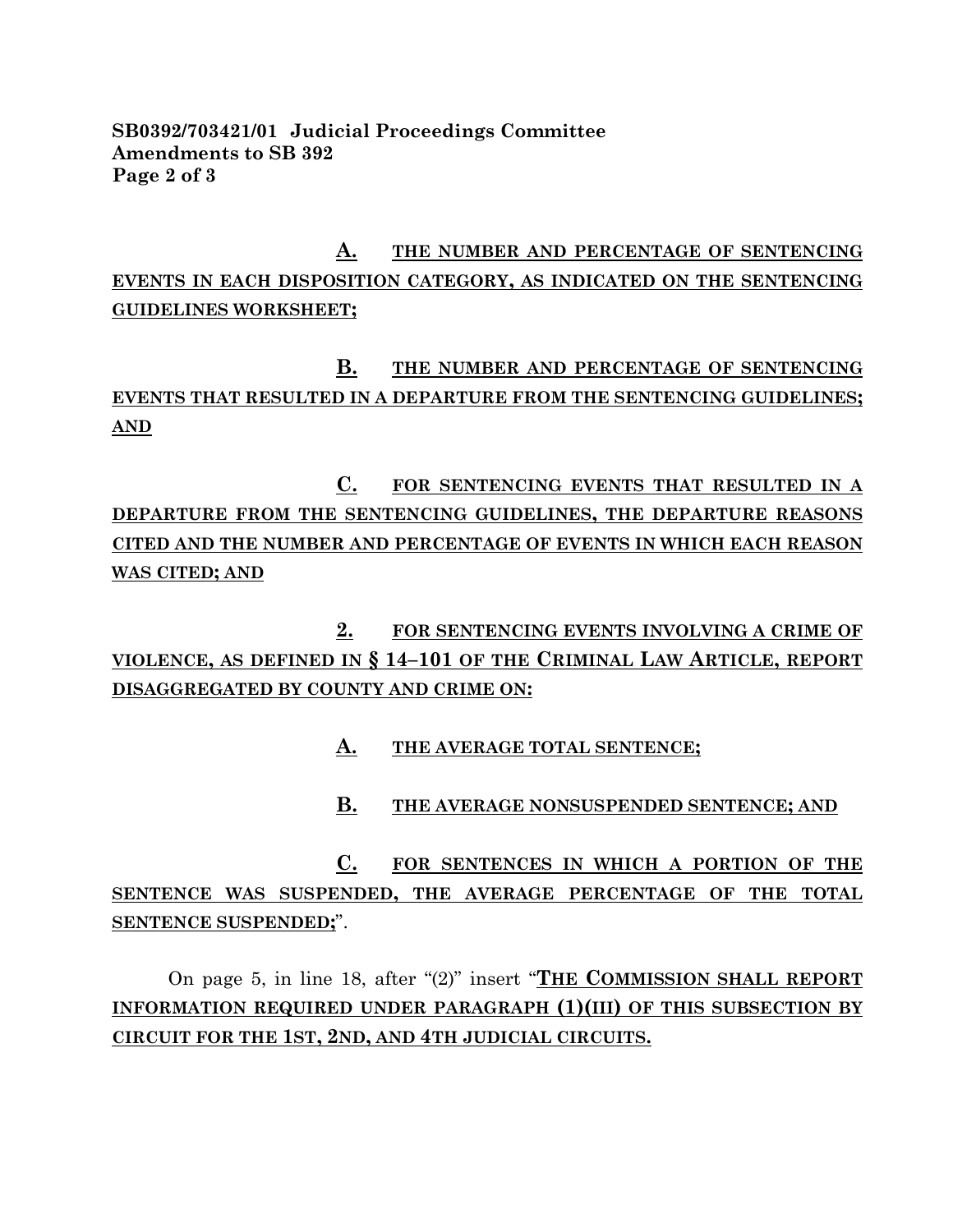**A.** **THE NUMBER AND PERCENTAGE OF SENTENCING EVENTS IN EACH DISPOSITION CATEGORY, AS INDICATED ON THE SENTENCING GUIDELINES WORKSHEET;**

**B.** **THE NUMBER AND PERCENTAGE OF SENTENCING EVENTS THAT RESULTED IN A DEPARTURE FROM THE SENTENCING GUIDELINES; AND**

**C.** **FOR SENTENCING EVENTS THAT RESULTED IN A DEPARTURE FROM THE SENTENCING GUIDELINES, THE DEPARTURE REASONS CITED AND THE NUMBER AND PERCENTAGE OF EVENTS IN WHICH EACH REASON WAS CITED; AND**

**2.** **FOR SENTENCING EVENTS INVOLVING A CRIME OF VIOLENCE, AS DEFINED IN § 14–101 OF THE CRIMINAL LAW ARTICLE, REPORT DISAGGREGATED BY COUNTY AND CRIME ON:**

**A.** **THE AVERAGE TOTAL SENTENCE;**

**B.** **THE AVERAGE NONSUSPENDED SENTENCE; AND**

**C.** **FOR SENTENCES IN WHICH A PORTION OF THE SENTENCE WAS SUSPENDED, THE AVERAGE PERCENTAGE OF THE TOTAL SENTENCE SUSPENDED;**".

On page 5, in line 18, after "(2)" insert "**THE COMMISSION SHALL REPORT INFORMATION REQUIRED UNDER PARAGRAPH (1)(III) OF THIS SUBSECTION BY CIRCUIT FOR THE 1ST, 2ND, AND 4TH JUDICIAL CIRCUITS.**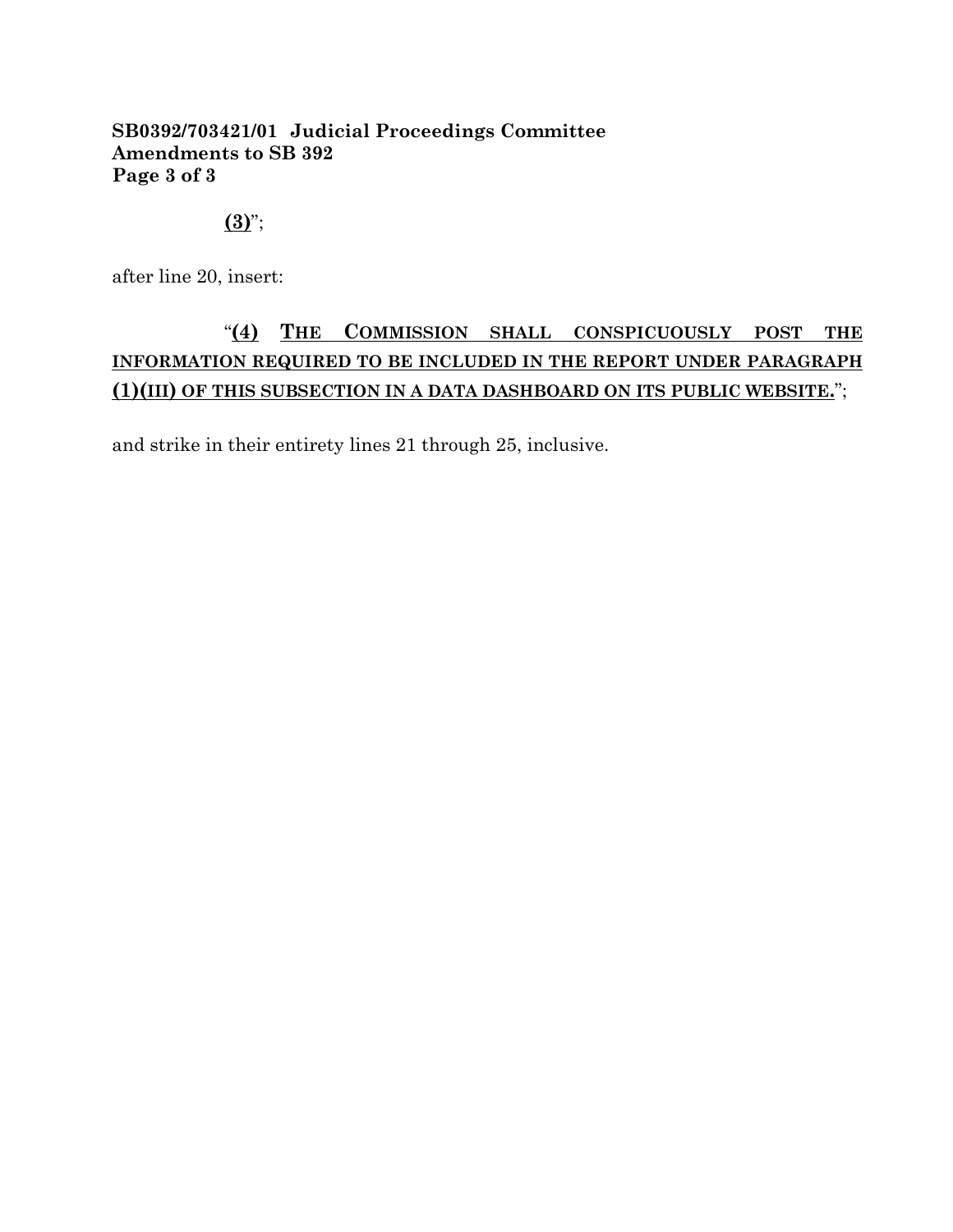**SB0392/703421/01 Judicial Proceedings Committee**
**Amendments to SB 392**

**(3)**";

after line 20, insert:

"**(4)** THE COMMISSION SHALL CONSPICUOUSLY POST THE INFORMATION REQUIRED TO BE INCLUDED IN THE REPORT UNDER PARAGRAPH **(1)(III)** OF THIS SUBSECTION IN A DATA DASHBOARD ON ITS PUBLIC WEBSITE.";

and strike in their entirety lines 21 through 25, inclusive.